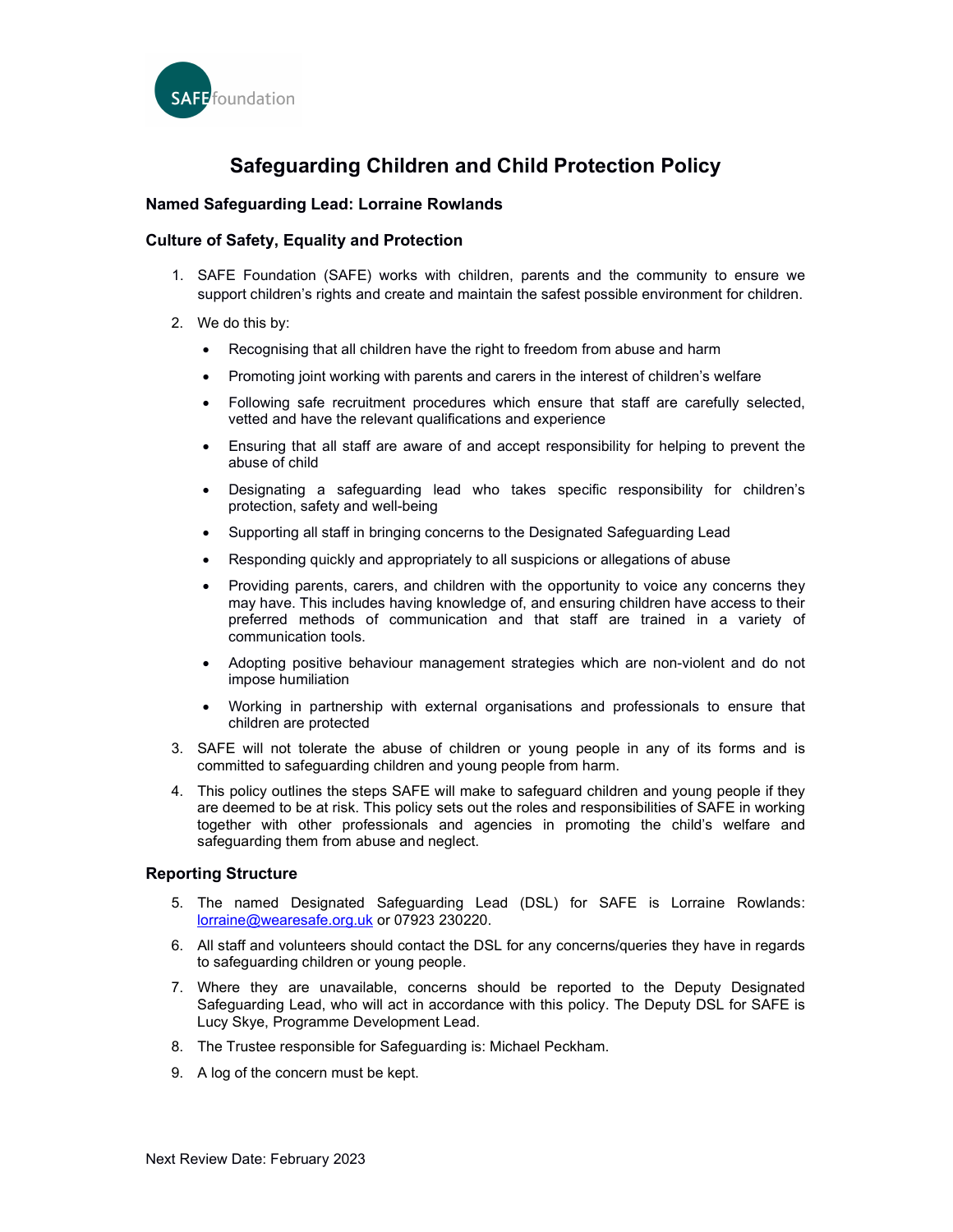# Safeguarding Children and Child Protection Policy

### Named Safeguarding Lead: Lorraine Rowlands

### Culture of Safety, Equality and Protection

1. SAFE Foundation (SAFE) works with children, parents and the community to ensure we support children's rights and create and maintain the safest possible environment for children.

2. We do this by:

   - Recognising that all children have the right to freedom from abuse and harm
   - Promoting joint working with parents and carers in the interest of children's welfare
   - Following safe recruitment procedures which ensure that staff are carefully selected, vetted and have the relevant qualifications and experience
   - Ensuring that all staff are aware of and accept responsibility for helping to prevent the abuse of child
   - Designating a safeguarding lead who takes specific responsibility for children's protection, safety and well-being
   - Supporting all staff in bringing concerns to the Designated Safeguarding Lead
   - Responding quickly and appropriately to all suspicions or allegations of abuse
   - Providing parents, carers, and children with the opportunity to voice any concerns they may have. This includes having knowledge of, and ensuring children have access to their preferred methods of communication and that staff are trained in a variety of communication tools.
   - Adopting positive behaviour management strategies which are non-violent and do not impose humiliation
   - Working in partnership with external organisations and professionals to ensure that children are protected

3. SAFE will not tolerate the abuse of children or young people in any of its forms and is committed to safeguarding children and young people from harm.

4. This policy outlines the steps SAFE will make to safeguard children and young people if they are deemed to be at risk. This policy sets out the roles and responsibilities of SAFE in working together with other professionals and agencies in promoting the child's welfare and safeguarding them from abuse and neglect.

### Reporting Structure

5. The named Designated Safeguarding Lead (DSL) for SAFE is Lorraine Rowlands: lorraine@wearesafe.org.uk or 07923 230220.

6. All staff and volunteers should contact the DSL for any concerns/queries they have in regards to safeguarding children or young people.

7. Where they are unavailable, concerns should be reported to the Deputy Designated Safeguarding Lead, who will act in accordance with this policy. The Deputy DSL for SAFE is Lucy Skye, Programme Development Lead.

8. The Trustee responsible for Safeguarding is: Michael Peckham.

9. A log of the concern must be kept.

Next Review Date: February 2023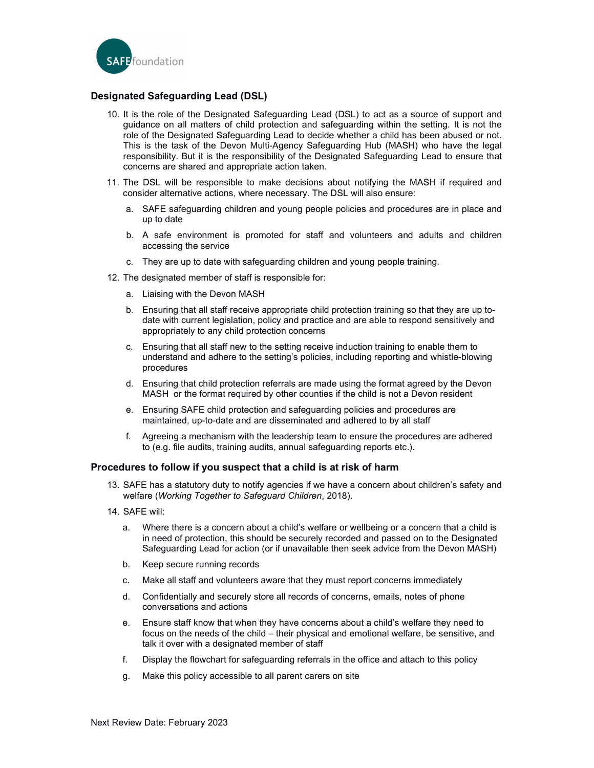## Designated Safeguarding Lead (DSL)

10. It is the role of the Designated Safeguarding Lead (DSL) to act as a source of support and guidance on all matters of child protection and safeguarding within the setting. It is not the role of the Designated Safeguarding Lead to decide whether a child has been abused or not. This is the task of the Devon Multi-Agency Safeguarding Hub (MASH) who have the legal responsibility. But it is the responsibility of the Designated Safeguarding Lead to ensure that concerns are shared and appropriate action taken.

11. The DSL will be responsible to make decisions about notifying the MASH if required and consider alternative actions, where necessary. The DSL will also ensure:

    a. SAFE safeguarding children and young people policies and procedures are in place and up to date

    b. A safe environment is promoted for staff and volunteers and adults and children accessing the service

    c. They are up to date with safeguarding children and young people training.

12. The designated member of staff is responsible for:

    a. Liaising with the Devon MASH

    b. Ensuring that all staff receive appropriate child protection training so that they are up to-date with current legislation, policy and practice and are able to respond sensitively and appropriately to any child protection concerns

    c. Ensuring that all staff new to the setting receive induction training to enable them to understand and adhere to the setting's policies, including reporting and whistle-blowing procedures

    d. Ensuring that child protection referrals are made using the format agreed by the Devon MASH or the format required by other counties if the child is not a Devon resident

    e. Ensuring SAFE child protection and safeguarding policies and procedures are maintained, up-to-date and are disseminated and adhered to by all staff

    f. Agreeing a mechanism with the leadership team to ensure the procedures are adhered to (e.g. file audits, training audits, annual safeguarding reports etc.).

## Procedures to follow if you suspect that a child is at risk of harm

13. SAFE has a statutory duty to notify agencies if we have a concern about children's safety and welfare (*Working Together to Safeguard Children*, 2018).

14. SAFE will:

    a. Where there is a concern about a child's welfare or wellbeing or a concern that a child is in need of protection, this should be securely recorded and passed on to the Designated Safeguarding Lead for action (or if unavailable then seek advice from the Devon MASH)

    b. Keep secure running records

    c. Make all staff and volunteers aware that they must report concerns immediately

    d. Confidentially and securely store all records of concerns, emails, notes of phone conversations and actions

    e. Ensure staff know that when they have concerns about a child's welfare they need to focus on the needs of the child – their physical and emotional welfare, be sensitive, and talk it over with a designated member of staff

    f. Display the flowchart for safeguarding referrals in the office and attach to this policy

    g. Make this policy accessible to all parent carers on site

Next Review Date: February 2023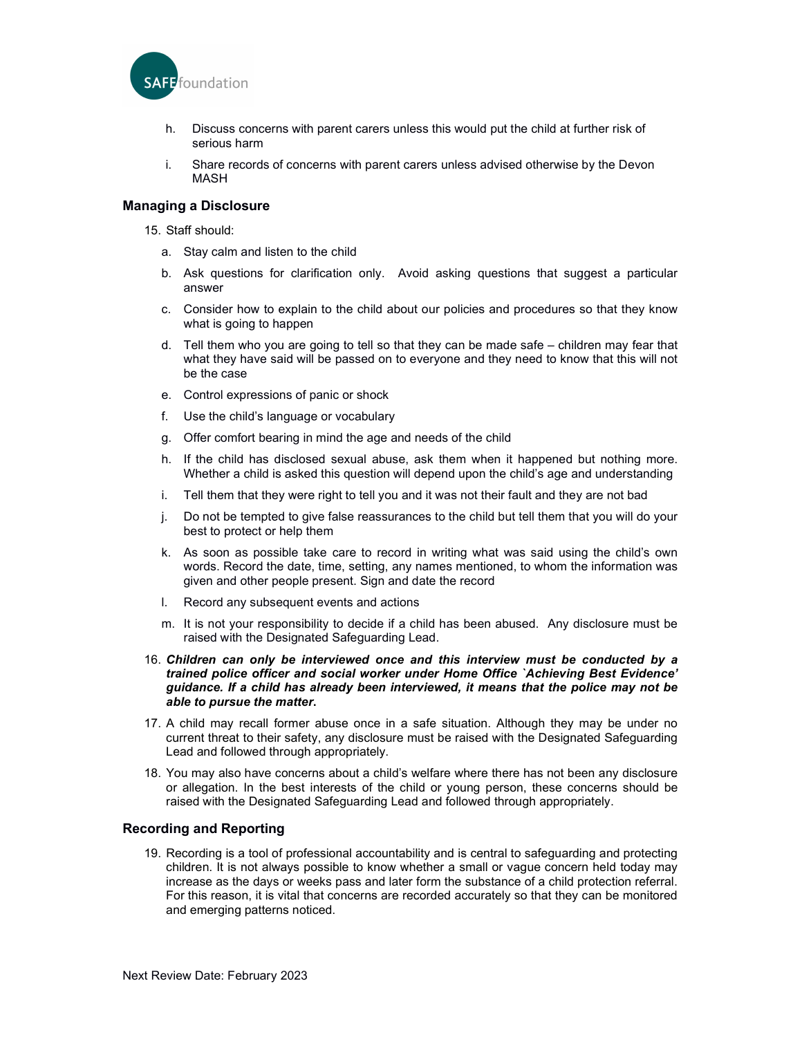h. Discuss concerns with parent carers unless this would put the child at further risk of serious harm

i. Share records of concerns with parent carers unless advised otherwise by the Devon MASH

### Managing a Disclosure

15. Staff should:

   a. Stay calm and listen to the child

   b. Ask questions for clarification only. Avoid asking questions that suggest a particular answer

   c. Consider how to explain to the child about our policies and procedures so that they know what is going to happen

   d. Tell them who you are going to tell so that they can be made safe – children may fear that what they have said will be passed on to everyone and they need to know that this will not be the case

   e. Control expressions of panic or shock

   f. Use the child's language or vocabulary

   g. Offer comfort bearing in mind the age and needs of the child

   h. If the child has disclosed sexual abuse, ask them when it happened but nothing more. Whether a child is asked this question will depend upon the child's age and understanding

   i. Tell them that they were right to tell you and it was not their fault and they are not bad

   j. Do not be tempted to give false reassurances to the child but tell them that you will do your best to protect or help them

   k. As soon as possible take care to record in writing what was said using the child's own words. Record the date, time, setting, any names mentioned, to whom the information was given and other people present. Sign and date the record

   l. Record any subsequent events and actions

   m. It is not your responsibility to decide if a child has been abused. Any disclosure must be raised with the Designated Safeguarding Lead.

16. ***Children can only be interviewed once and this interview must be conducted by a trained police officer and social worker under Home Office `Achieving Best Evidence' guidance. If a child has already been interviewed, it means that the police may not be able to pursue the matter.***

17. A child may recall former abuse once in a safe situation. Although they may be under no current threat to their safety, any disclosure must be raised with the Designated Safeguarding Lead and followed through appropriately.

18. You may also have concerns about a child's welfare where there has not been any disclosure or allegation. In the best interests of the child or young person, these concerns should be raised with the Designated Safeguarding Lead and followed through appropriately.

### Recording and Reporting

19. Recording is a tool of professional accountability and is central to safeguarding and protecting children. It is not always possible to know whether a small or vague concern held today may increase as the days or weeks pass and later form the substance of a child protection referral. For this reason, it is vital that concerns are recorded accurately so that they can be monitored and emerging patterns noticed.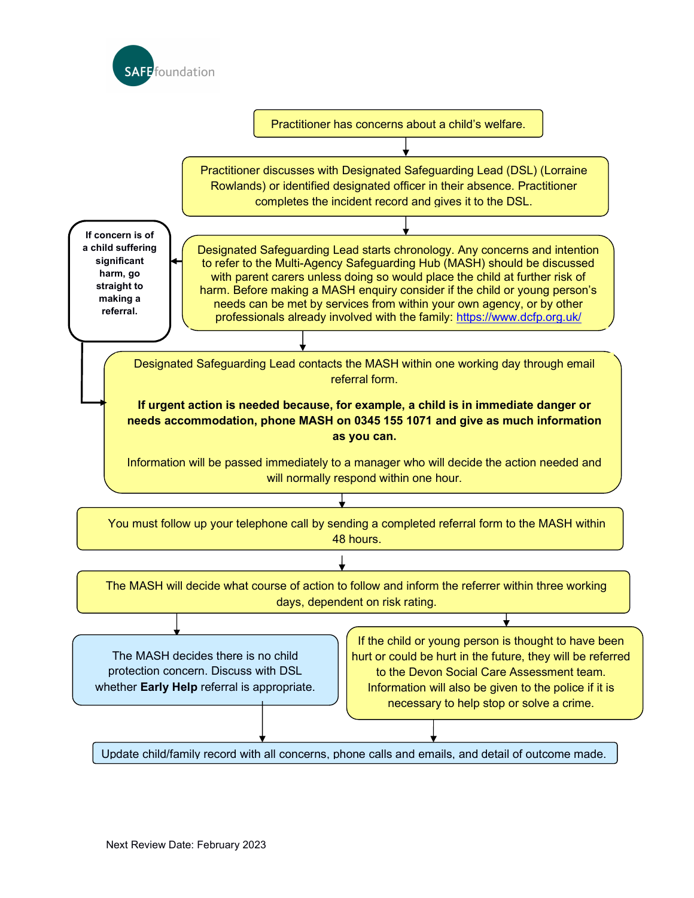SAFE foundation

Practitioner has concerns about a child's welfare.

↓

Practitioner discusses with Designated Safeguarding Lead (DSL) (Lorraine Rowlands) or identified designated officer in their absence. Practitioner completes the incident record and gives it to the DSL.

↓

Designated Safeguarding Lead starts chronology. Any concerns and intention to refer to the Multi-Agency Safeguarding Hub (MASH) should be discussed with parent carers unless doing so would place the child at further risk of harm. Before making a MASH enquiry consider if the child or young person's needs can be met by services from within your own agency, or by other professionals already involved with the family: https://www.dcfp.org.uk/

**If concern is of a child suffering significant harm, go straight to making a referral.**

↓

Designated Safeguarding Lead contacts the MASH within one working day through email referral form.

**If urgent action is needed because, for example, a child is in immediate danger or needs accommodation, phone MASH on 0345 155 1071 and give as much information as you can.**

Information will be passed immediately to a manager who will decide the action needed and will normally respond within one hour.

↓

You must follow up your telephone call by sending a completed referral form to the MASH within 48 hours.

↓

The MASH will decide what course of action to follow and inform the referrer within three working days, dependent on risk rating.

↓

The MASH decides there is no child protection concern. Discuss with DSL whether **Early Help** referral is appropriate.

If the child or young person is thought to have been hurt or could be hurt in the future, they will be referred to the Devon Social Care Assessment team. Information will also be given to the police if it is necessary to help stop or solve a crime.

↓

Update child/family record with all concerns, phone calls and emails, and detail of outcome made.

Next Review Date: February 2023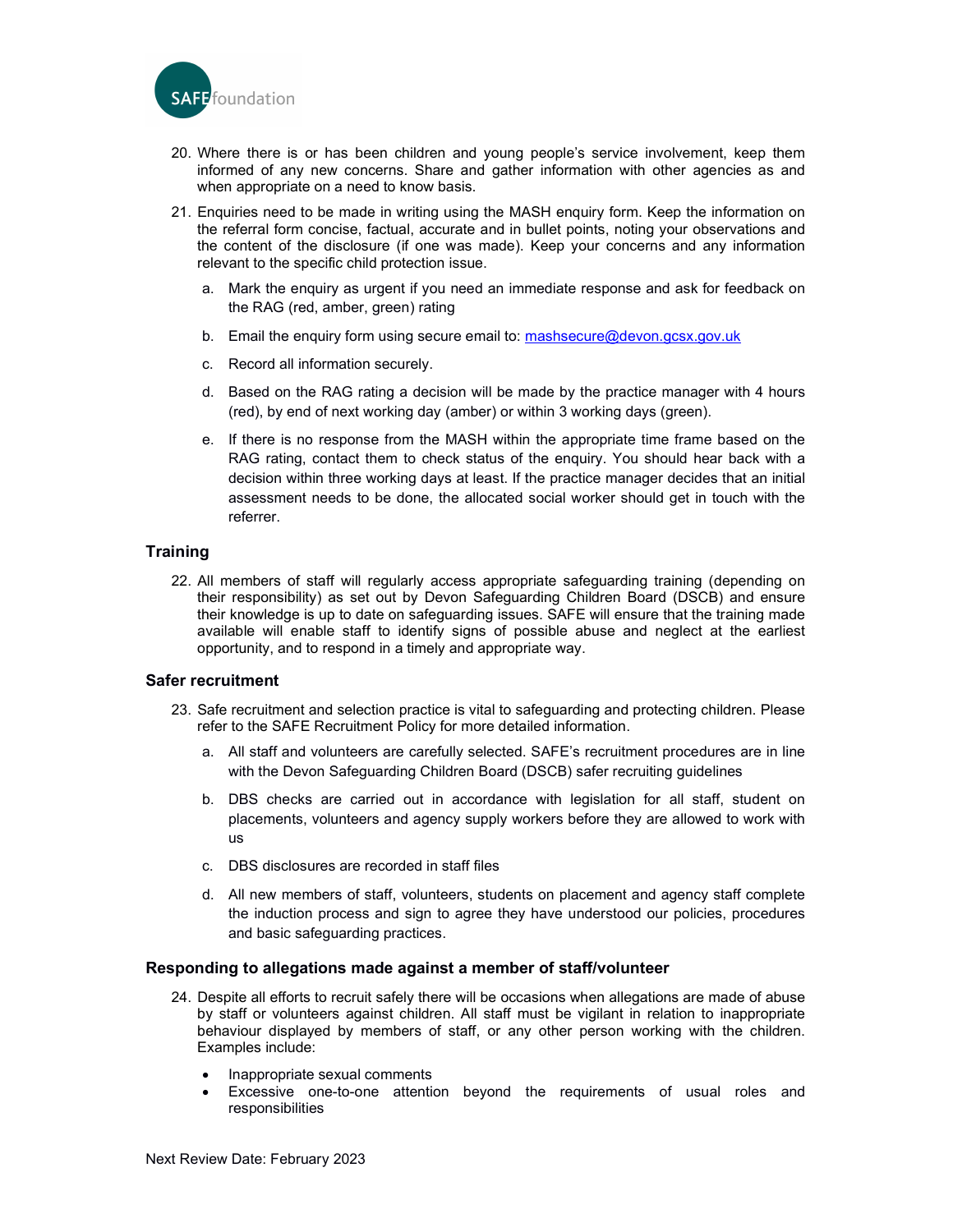20. Where there is or has been children and young people's service involvement, keep them informed of any new concerns. Share and gather information with other agencies as and when appropriate on a need to know basis.

21. Enquiries need to be made in writing using the MASH enquiry form. Keep the information on the referral form concise, factual, accurate and in bullet points, noting your observations and the content of the disclosure (if one was made). Keep your concerns and any information relevant to the specific child protection issue.

    a. Mark the enquiry as urgent if you need an immediate response and ask for feedback on the RAG (red, amber, green) rating

    b. Email the enquiry form using secure email to: mashsecure@devon.gcsx.gov.uk

    c. Record all information securely.

    d. Based on the RAG rating a decision will be made by the practice manager with 4 hours (red), by end of next working day (amber) or within 3 working days (green).

    e. If there is no response from the MASH within the appropriate time frame based on the RAG rating, contact them to check status of the enquiry. You should hear back with a decision within three working days at least. If the practice manager decides that an initial assessment needs to be done, the allocated social worker should get in touch with the referrer.

### Training

22. All members of staff will regularly access appropriate safeguarding training (depending on their responsibility) as set out by Devon Safeguarding Children Board (DSCB) and ensure their knowledge is up to date on safeguarding issues. SAFE will ensure that the training made available will enable staff to identify signs of possible abuse and neglect at the earliest opportunity, and to respond in a timely and appropriate way.

### Safer recruitment

23. Safe recruitment and selection practice is vital to safeguarding and protecting children. Please refer to the SAFE Recruitment Policy for more detailed information.

    a. All staff and volunteers are carefully selected. SAFE's recruitment procedures are in line with the Devon Safeguarding Children Board (DSCB) safer recruiting guidelines

    b. DBS checks are carried out in accordance with legislation for all staff, student on placements, volunteers and agency supply workers before they are allowed to work with us

    c. DBS disclosures are recorded in staff files

    d. All new members of staff, volunteers, students on placement and agency staff complete the induction process and sign to agree they have understood our policies, procedures and basic safeguarding practices.

### Responding to allegations made against a member of staff/volunteer

24. Despite all efforts to recruit safely there will be occasions when allegations are made of abuse by staff or volunteers against children. All staff must be vigilant in relation to inappropriate behaviour displayed by members of staff, or any other person working with the children. Examples include:

    - Inappropriate sexual comments
    - Excessive one-to-one attention beyond the requirements of usual roles and responsibilities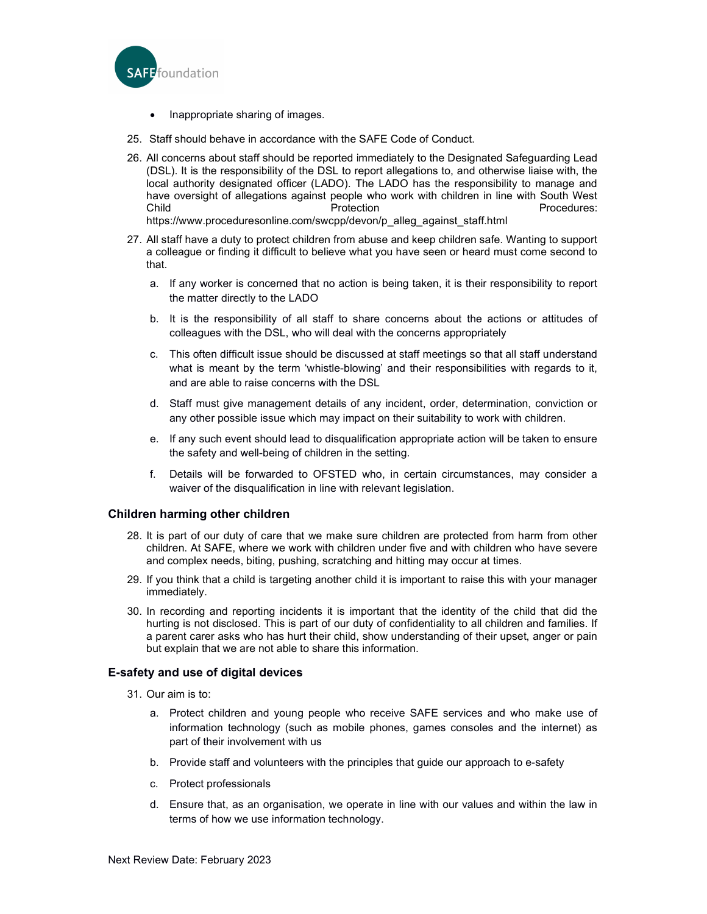- Inappropriate sharing of images.

25. Staff should behave in accordance with the SAFE Code of Conduct.

26. All concerns about staff should be reported immediately to the Designated Safeguarding Lead (DSL). It is the responsibility of the DSL to report allegations to, and otherwise liaise with, the local authority designated officer (LADO). The LADO has the responsibility to manage and have oversight of allegations against people who work with children in line with South West Child Protection Procedures: https://www.proceduresonline.com/swcpp/devon/p_alleg_against_staff.html

27. All staff have a duty to protect children from abuse and keep children safe. Wanting to support a colleague or finding it difficult to believe what you have seen or heard must come second to that.

    a. If any worker is concerned that no action is being taken, it is their responsibility to report the matter directly to the LADO

    b. It is the responsibility of all staff to share concerns about the actions or attitudes of colleagues with the DSL, who will deal with the concerns appropriately

    c. This often difficult issue should be discussed at staff meetings so that all staff understand what is meant by the term 'whistle-blowing' and their responsibilities with regards to it, and are able to raise concerns with the DSL

    d. Staff must give management details of any incident, order, determination, conviction or any other possible issue which may impact on their suitability to work with children.

    e. If any such event should lead to disqualification appropriate action will be taken to ensure the safety and well-being of children in the setting.

    f. Details will be forwarded to OFSTED who, in certain circumstances, may consider a waiver of the disqualification in line with relevant legislation.

### Children harming other children

28. It is part of our duty of care that we make sure children are protected from harm from other children. At SAFE, where we work with children under five and with children who have severe and complex needs, biting, pushing, scratching and hitting may occur at times.

29. If you think that a child is targeting another child it is important to raise this with your manager immediately.

30. In recording and reporting incidents it is important that the identity of the child that did the hurting is not disclosed. This is part of our duty of confidentiality to all children and families. If a parent carer asks who has hurt their child, show understanding of their upset, anger or pain but explain that we are not able to share this information.

### E-safety and use of digital devices

31. Our aim is to:

    a. Protect children and young people who receive SAFE services and who make use of information technology (such as mobile phones, games consoles and the internet) as part of their involvement with us

    b. Provide staff and volunteers with the principles that guide our approach to e-safety

    c. Protect professionals

    d. Ensure that, as an organisation, we operate in line with our values and within the law in terms of how we use information technology.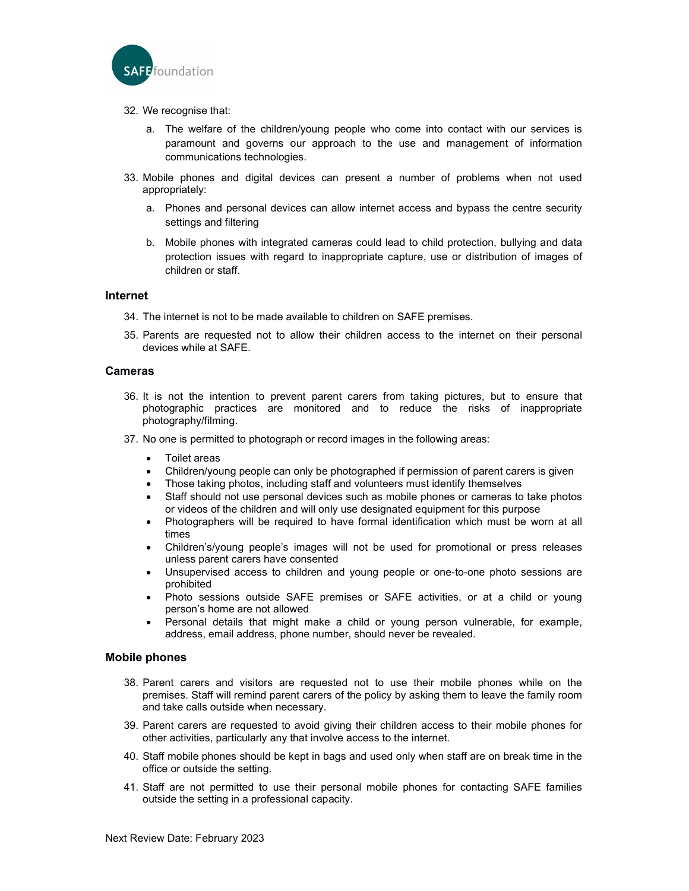32. We recognise that:

    a. The welfare of the children/young people who come into contact with our services is paramount and governs our approach to the use and management of information communications technologies.

33. Mobile phones and digital devices can present a number of problems when not used appropriately:

    a. Phones and personal devices can allow internet access and bypass the centre security settings and filtering

    b. Mobile phones with integrated cameras could lead to child protection, bullying and data protection issues with regard to inappropriate capture, use or distribution of images of children or staff.

### Internet

34. The internet is not to be made available to children on SAFE premises.

35. Parents are requested not to allow their children access to the internet on their personal devices while at SAFE.

### Cameras

36. It is not the intention to prevent parent carers from taking pictures, but to ensure that photographic practices are monitored and to reduce the risks of inappropriate photography/filming.

37. No one is permitted to photograph or record images in the following areas:

    - Toilet areas
    - Children/young people can only be photographed if permission of parent carers is given
    - Those taking photos, including staff and volunteers must identify themselves
    - Staff should not use personal devices such as mobile phones or cameras to take photos or videos of the children and will only use designated equipment for this purpose
    - Photographers will be required to have formal identification which must be worn at all times
    - Children's/young people's images will not be used for promotional or press releases unless parent carers have consented
    - Unsupervised access to children and young people or one-to-one photo sessions are prohibited
    - Photo sessions outside SAFE premises or SAFE activities, or at a child or young person's home are not allowed
    - Personal details that might make a child or young person vulnerable, for example, address, email address, phone number, should never be revealed.

### Mobile phones

38. Parent carers and visitors are requested not to use their mobile phones while on the premises. Staff will remind parent carers of the policy by asking them to leave the family room and take calls outside when necessary.

39. Parent carers are requested to avoid giving their children access to their mobile phones for other activities, particularly any that involve access to the internet.

40. Staff mobile phones should be kept in bags and used only when staff are on break time in the office or outside the setting.

41. Staff are not permitted to use their personal mobile phones for contacting SAFE families outside the setting in a professional capacity.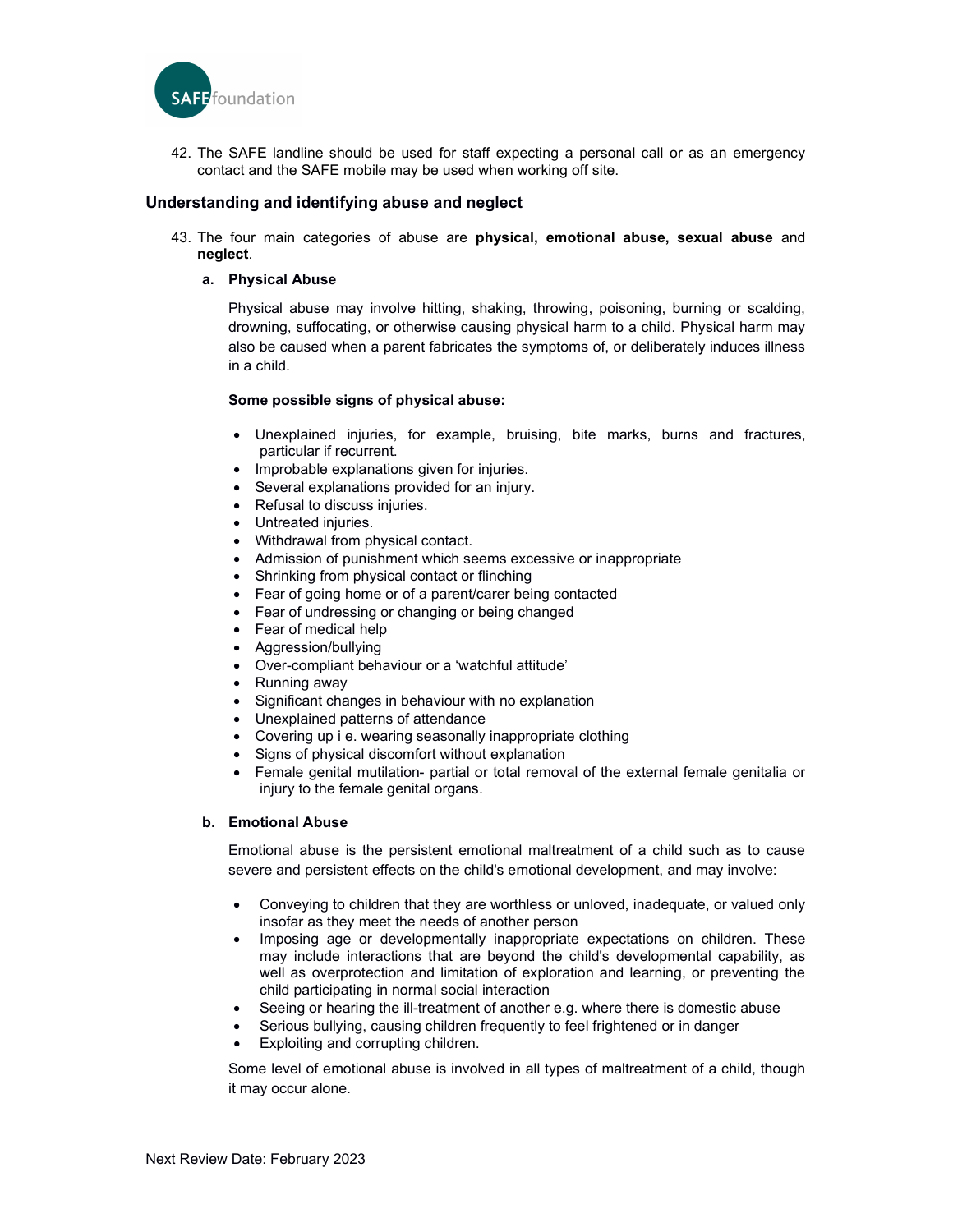42. The SAFE landline should be used for staff expecting a personal call or as an emergency contact and the SAFE mobile may be used when working off site.

## Understanding and identifying abuse and neglect

43. The four main categories of abuse are **physical, emotional abuse, sexual abuse** and **neglect**.

   **a. Physical Abuse**

   Physical abuse may involve hitting, shaking, throwing, poisoning, burning or scalding, drowning, suffocating, or otherwise causing physical harm to a child. Physical harm may also be caused when a parent fabricates the symptoms of, or deliberately induces illness in a child.

   **Some possible signs of physical abuse:**

   - Unexplained injuries, for example, bruising, bite marks, burns and fractures, particular if recurrent.
   - Improbable explanations given for injuries.
   - Several explanations provided for an injury.
   - Refusal to discuss injuries.
   - Untreated injuries.
   - Withdrawal from physical contact.
   - Admission of punishment which seems excessive or inappropriate
   - Shrinking from physical contact or flinching
   - Fear of going home or of a parent/carer being contacted
   - Fear of undressing or changing or being changed
   - Fear of medical help
   - Aggression/bullying
   - Over-compliant behaviour or a 'watchful attitude'
   - Running away
   - Significant changes in behaviour with no explanation
   - Unexplained patterns of attendance
   - Covering up i e. wearing seasonally inappropriate clothing
   - Signs of physical discomfort without explanation
   - Female genital mutilation- partial or total removal of the external female genitalia or injury to the female genital organs.

   **b. Emotional Abuse**

   Emotional abuse is the persistent emotional maltreatment of a child such as to cause severe and persistent effects on the child's emotional development, and may involve:

   - Conveying to children that they are worthless or unloved, inadequate, or valued only insofar as they meet the needs of another person
   - Imposing age or developmentally inappropriate expectations on children. These may include interactions that are beyond the child's developmental capability, as well as overprotection and limitation of exploration and learning, or preventing the child participating in normal social interaction
   - Seeing or hearing the ill-treatment of another e.g. where there is domestic abuse
   - Serious bullying, causing children frequently to feel frightened or in danger
   - Exploiting and corrupting children.

   Some level of emotional abuse is involved in all types of maltreatment of a child, though it may occur alone.

Next Review Date: February 2023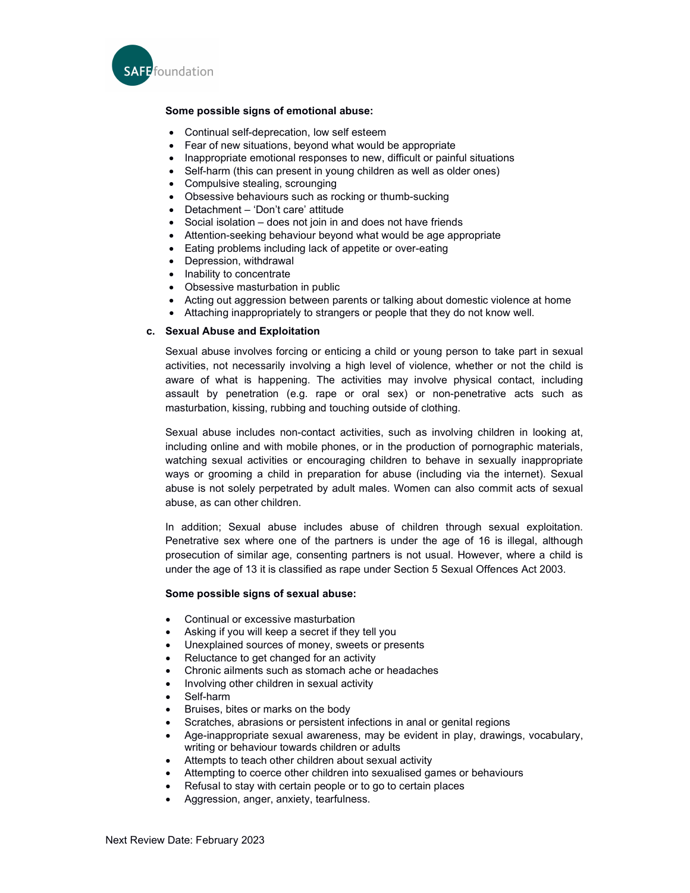**Some possible signs of emotional abuse:**

- Continual self-deprecation, low self esteem
- Fear of new situations, beyond what would be appropriate
- Inappropriate emotional responses to new, difficult or painful situations
- Self-harm (this can present in young children as well as older ones)
- Compulsive stealing, scrounging
- Obsessive behaviours such as rocking or thumb-sucking
- Detachment – 'Don't care' attitude
- Social isolation – does not join in and does not have friends
- Attention-seeking behaviour beyond what would be age appropriate
- Eating problems including lack of appetite or over-eating
- Depression, withdrawal
- Inability to concentrate
- Obsessive masturbation in public
- Acting out aggression between parents or talking about domestic violence at home
- Attaching inappropriately to strangers or people that they do not know well.

**c. Sexual Abuse and Exploitation**

Sexual abuse involves forcing or enticing a child or young person to take part in sexual activities, not necessarily involving a high level of violence, whether or not the child is aware of what is happening. The activities may involve physical contact, including assault by penetration (e.g. rape or oral sex) or non-penetrative acts such as masturbation, kissing, rubbing and touching outside of clothing.

Sexual abuse includes non-contact activities, such as involving children in looking at, including online and with mobile phones, or in the production of pornographic materials, watching sexual activities or encouraging children to behave in sexually inappropriate ways or grooming a child in preparation for abuse (including via the internet). Sexual abuse is not solely perpetrated by adult males. Women can also commit acts of sexual abuse, as can other children.

In addition; Sexual abuse includes abuse of children through sexual exploitation. Penetrative sex where one of the partners is under the age of 16 is illegal, although prosecution of similar age, consenting partners is not usual. However, where a child is under the age of 13 it is classified as rape under Section 5 Sexual Offences Act 2003.

**Some possible signs of sexual abuse:**

- Continual or excessive masturbation
- Asking if you will keep a secret if they tell you
- Unexplained sources of money, sweets or presents
- Reluctance to get changed for an activity
- Chronic ailments such as stomach ache or headaches
- Involving other children in sexual activity
- Self-harm
- Bruises, bites or marks on the body
- Scratches, abrasions or persistent infections in anal or genital regions
- Age-inappropriate sexual awareness, may be evident in play, drawings, vocabulary, writing or behaviour towards children or adults
- Attempts to teach other children about sexual activity
- Attempting to coerce other children into sexualised games or behaviours
- Refusal to stay with certain people or to go to certain places
- Aggression, anger, anxiety, tearfulness.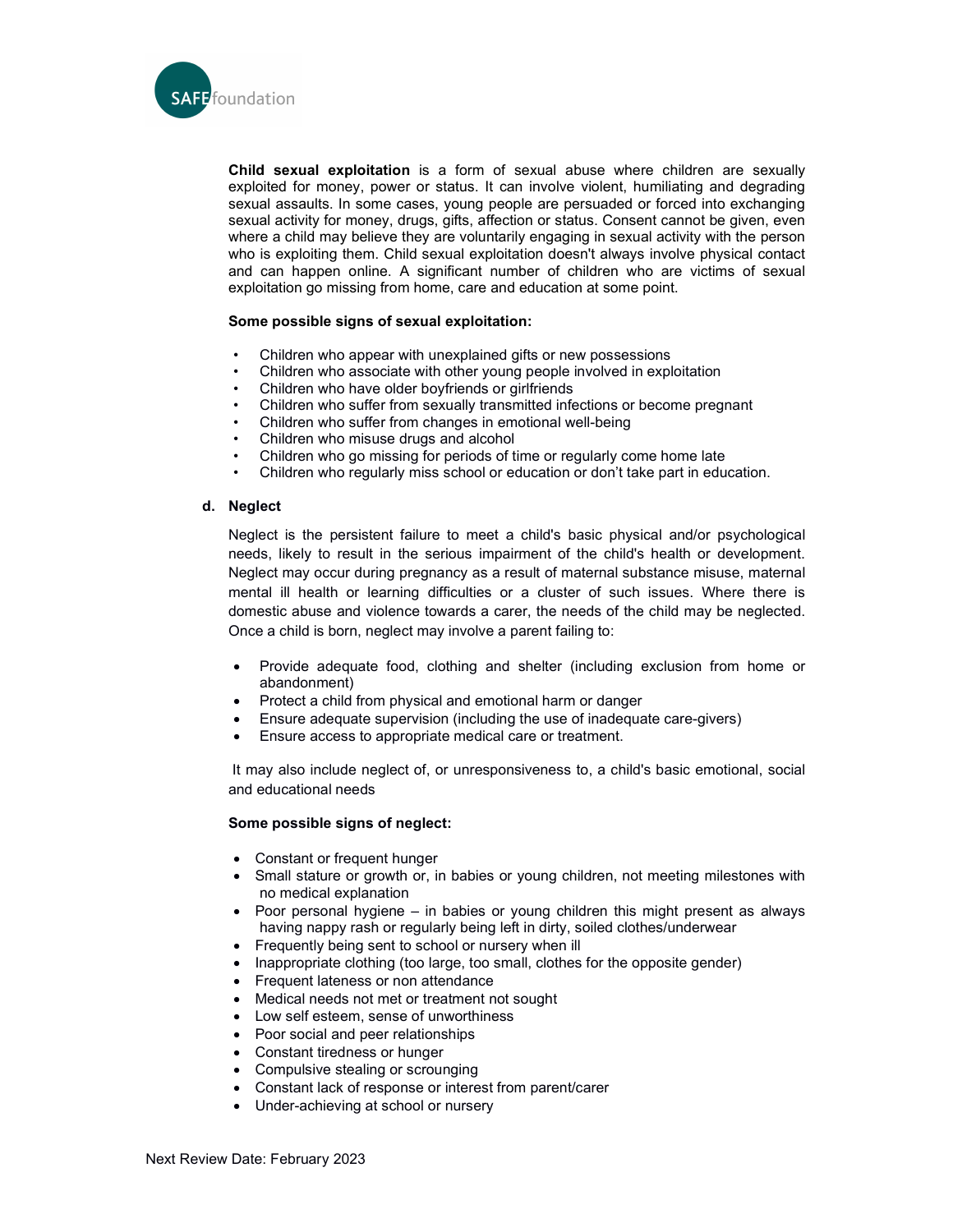**Child sexual exploitation** is a form of sexual abuse where children are sexually exploited for money, power or status. It can involve violent, humiliating and degrading sexual assaults. In some cases, young people are persuaded or forced into exchanging sexual activity for money, drugs, gifts, affection or status. Consent cannot be given, even where a child may believe they are voluntarily engaging in sexual activity with the person who is exploiting them. Child sexual exploitation doesn't always involve physical contact and can happen online. A significant number of children who are victims of sexual exploitation go missing from home, care and education at some point.

**Some possible signs of sexual exploitation:**

- Children who appear with unexplained gifts or new possessions
- Children who associate with other young people involved in exploitation
- Children who have older boyfriends or girlfriends
- Children who suffer from sexually transmitted infections or become pregnant
- Children who suffer from changes in emotional well-being
- Children who misuse drugs and alcohol
- Children who go missing for periods of time or regularly come home late
- Children who regularly miss school or education or don't take part in education.

**d. Neglect**

Neglect is the persistent failure to meet a child's basic physical and/or psychological needs, likely to result in the serious impairment of the child's health or development. Neglect may occur during pregnancy as a result of maternal substance misuse, maternal mental ill health or learning difficulties or a cluster of such issues. Where there is domestic abuse and violence towards a carer, the needs of the child may be neglected. Once a child is born, neglect may involve a parent failing to:

- Provide adequate food, clothing and shelter (including exclusion from home or abandonment)
- Protect a child from physical and emotional harm or danger
- Ensure adequate supervision (including the use of inadequate care-givers)
- Ensure access to appropriate medical care or treatment.

It may also include neglect of, or unresponsiveness to, a child's basic emotional, social and educational needs

**Some possible signs of neglect:**

- Constant or frequent hunger
- Small stature or growth or, in babies or young children, not meeting milestones with no medical explanation
- Poor personal hygiene – in babies or young children this might present as always having nappy rash or regularly being left in dirty, soiled clothes/underwear
- Frequently being sent to school or nursery when ill
- Inappropriate clothing (too large, too small, clothes for the opposite gender)
- Frequent lateness or non attendance
- Medical needs not met or treatment not sought
- Low self esteem, sense of unworthiness
- Poor social and peer relationships
- Constant tiredness or hunger
- Compulsive stealing or scrounging
- Constant lack of response or interest from parent/carer
- Under-achieving at school or nursery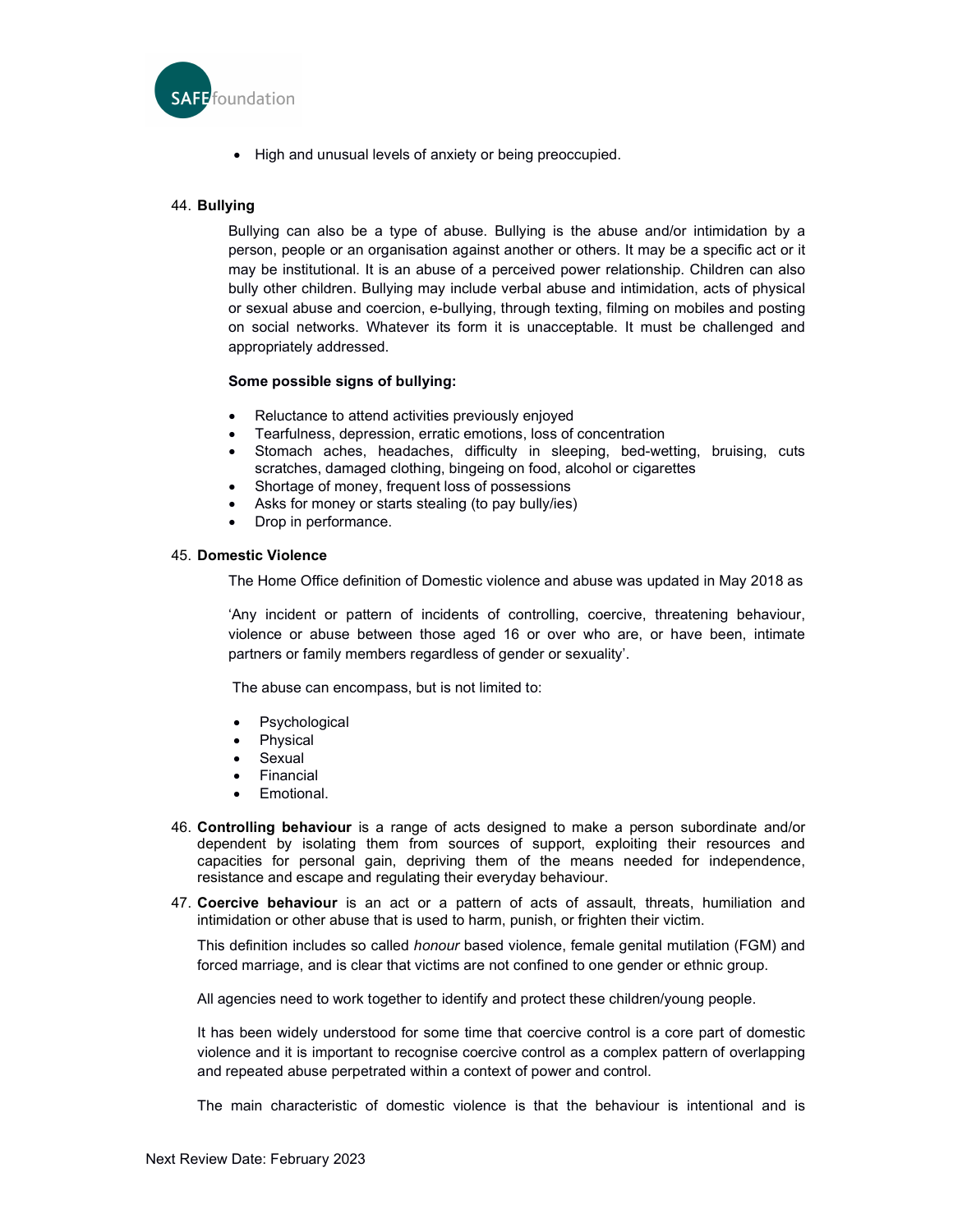- High and unusual levels of anxiety or being preoccupied.

44. **Bullying**

Bullying can also be a type of abuse. Bullying is the abuse and/or intimidation by a person, people or an organisation against another or others. It may be a specific act or it may be institutional. It is an abuse of a perceived power relationship. Children can also bully other children. Bullying may include verbal abuse and intimidation, acts of physical or sexual abuse and coercion, e-bullying, through texting, filming on mobiles and posting on social networks. Whatever its form it is unacceptable. It must be challenged and appropriately addressed.

**Some possible signs of bullying:**

- Reluctance to attend activities previously enjoyed
- Tearfulness, depression, erratic emotions, loss of concentration
- Stomach aches, headaches, difficulty in sleeping, bed-wetting, bruising, cuts scratches, damaged clothing, bingeing on food, alcohol or cigarettes
- Shortage of money, frequent loss of possessions
- Asks for money or starts stealing (to pay bully/ies)
- Drop in performance.

45. **Domestic Violence**

The Home Office definition of Domestic violence and abuse was updated in May 2018 as

'Any incident or pattern of incidents of controlling, coercive, threatening behaviour, violence or abuse between those aged 16 or over who are, or have been, intimate partners or family members regardless of gender or sexuality'.

The abuse can encompass, but is not limited to:

- Psychological
- Physical
- Sexual
- Financial
- Emotional.

46. **Controlling behaviour** is a range of acts designed to make a person subordinate and/or dependent by isolating them from sources of support, exploiting their resources and capacities for personal gain, depriving them of the means needed for independence, resistance and escape and regulating their everyday behaviour.

47. **Coercive behaviour** is an act or a pattern of acts of assault, threats, humiliation and intimidation or other abuse that is used to harm, punish, or frighten their victim.

This definition includes so called *honour* based violence, female genital mutilation (FGM) and forced marriage, and is clear that victims are not confined to one gender or ethnic group.

All agencies need to work together to identify and protect these children/young people.

It has been widely understood for some time that coercive control is a core part of domestic violence and it is important to recognise coercive control as a complex pattern of overlapping and repeated abuse perpetrated within a context of power and control.

The main characteristic of domestic violence is that the behaviour is intentional and is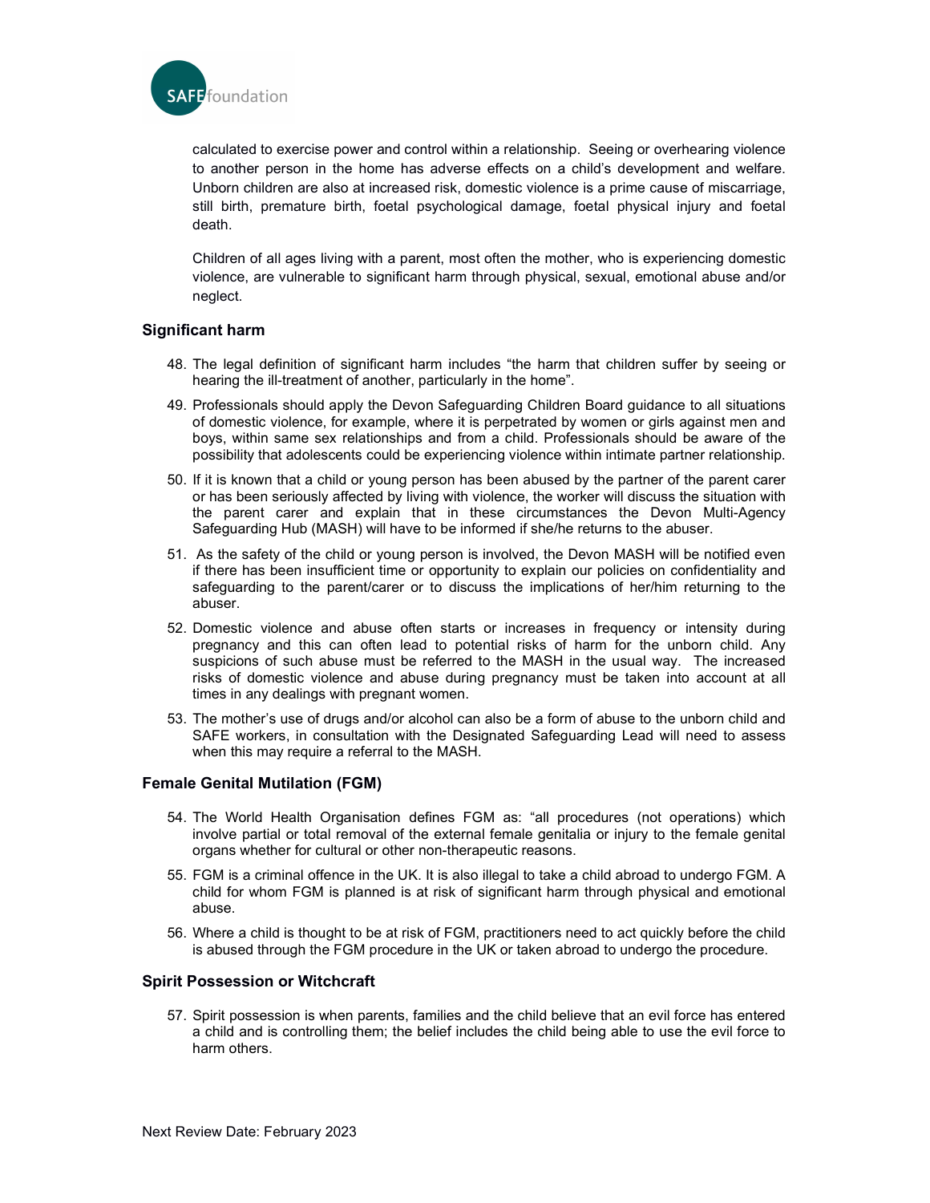calculated to exercise power and control within a relationship. Seeing or overhearing violence to another person in the home has adverse effects on a child's development and welfare. Unborn children are also at increased risk, domestic violence is a prime cause of miscarriage, still birth, premature birth, foetal psychological damage, foetal physical injury and foetal death.

Children of all ages living with a parent, most often the mother, who is experiencing domestic violence, are vulnerable to significant harm through physical, sexual, emotional abuse and/or neglect.

### Significant harm

48. The legal definition of significant harm includes "the harm that children suffer by seeing or hearing the ill-treatment of another, particularly in the home".
49. Professionals should apply the Devon Safeguarding Children Board guidance to all situations of domestic violence, for example, where it is perpetrated by women or girls against men and boys, within same sex relationships and from a child. Professionals should be aware of the possibility that adolescents could be experiencing violence within intimate partner relationship.
50. If it is known that a child or young person has been abused by the partner of the parent carer or has been seriously affected by living with violence, the worker will discuss the situation with the parent carer and explain that in these circumstances the Devon Multi-Agency Safeguarding Hub (MASH) will have to be informed if she/he returns to the abuser.
51. As the safety of the child or young person is involved, the Devon MASH will be notified even if there has been insufficient time or opportunity to explain our policies on confidentiality and safeguarding to the parent/carer or to discuss the implications of her/him returning to the abuser.
52. Domestic violence and abuse often starts or increases in frequency or intensity during pregnancy and this can often lead to potential risks of harm for the unborn child. Any suspicions of such abuse must be referred to the MASH in the usual way. The increased risks of domestic violence and abuse during pregnancy must be taken into account at all times in any dealings with pregnant women.
53. The mother's use of drugs and/or alcohol can also be a form of abuse to the unborn child and SAFE workers, in consultation with the Designated Safeguarding Lead will need to assess when this may require a referral to the MASH.

### Female Genital Mutilation (FGM)

54. The World Health Organisation defines FGM as: "all procedures (not operations) which involve partial or total removal of the external female genitalia or injury to the female genital organs whether for cultural or other non-therapeutic reasons.
55. FGM is a criminal offence in the UK. It is also illegal to take a child abroad to undergo FGM. A child for whom FGM is planned is at risk of significant harm through physical and emotional abuse.
56. Where a child is thought to be at risk of FGM, practitioners need to act quickly before the child is abused through the FGM procedure in the UK or taken abroad to undergo the procedure.

### Spirit Possession or Witchcraft

57. Spirit possession is when parents, families and the child believe that an evil force has entered a child and is controlling them; the belief includes the child being able to use the evil force to harm others.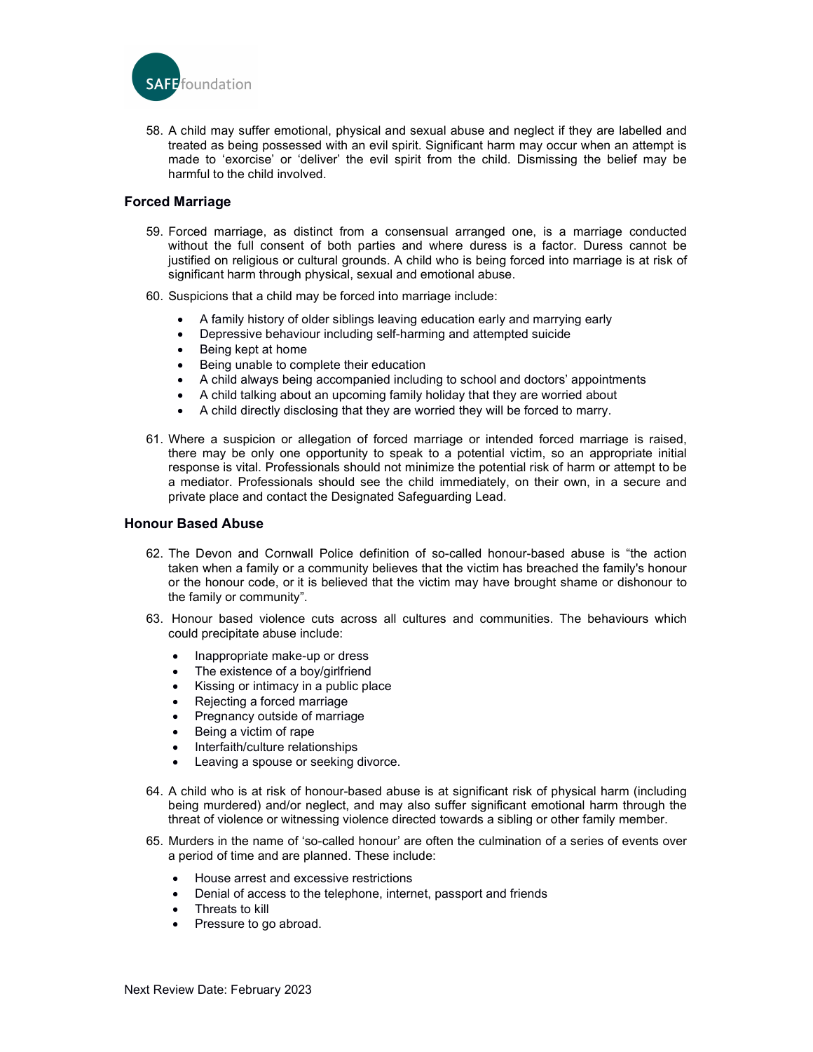58. A child may suffer emotional, physical and sexual abuse and neglect if they are labelled and treated as being possessed with an evil spirit. Significant harm may occur when an attempt is made to 'exorcise' or 'deliver' the evil spirit from the child. Dismissing the belief may be harmful to the child involved.

### Forced Marriage

59. Forced marriage, as distinct from a consensual arranged one, is a marriage conducted without the full consent of both parties and where duress is a factor. Duress cannot be justified on religious or cultural grounds. A child who is being forced into marriage is at risk of significant harm through physical, sexual and emotional abuse.

60. Suspicions that a child may be forced into marriage include:

    - A family history of older siblings leaving education early and marrying early
    - Depressive behaviour including self-harming and attempted suicide
    - Being kept at home
    - Being unable to complete their education
    - A child always being accompanied including to school and doctors' appointments
    - A child talking about an upcoming family holiday that they are worried about
    - A child directly disclosing that they are worried they will be forced to marry.

61. Where a suspicion or allegation of forced marriage or intended forced marriage is raised, there may be only one opportunity to speak to a potential victim, so an appropriate initial response is vital. Professionals should not minimize the potential risk of harm or attempt to be a mediator. Professionals should see the child immediately, on their own, in a secure and private place and contact the Designated Safeguarding Lead.

### Honour Based Abuse

62. The Devon and Cornwall Police definition of so-called honour-based abuse is "the action taken when a family or a community believes that the victim has breached the family's honour or the honour code, or it is believed that the victim may have brought shame or dishonour to the family or community".

63. Honour based violence cuts across all cultures and communities. The behaviours which could precipitate abuse include:

    - Inappropriate make-up or dress
    - The existence of a boy/girlfriend
    - Kissing or intimacy in a public place
    - Rejecting a forced marriage
    - Pregnancy outside of marriage
    - Being a victim of rape
    - Interfaith/culture relationships
    - Leaving a spouse or seeking divorce.

64. A child who is at risk of honour-based abuse is at significant risk of physical harm (including being murdered) and/or neglect, and may also suffer significant emotional harm through the threat of violence or witnessing violence directed towards a sibling or other family member.

65. Murders in the name of 'so-called honour' are often the culmination of a series of events over a period of time and are planned. These include:

    - House arrest and excessive restrictions
    - Denial of access to the telephone, internet, passport and friends
    - Threats to kill
    - Pressure to go abroad.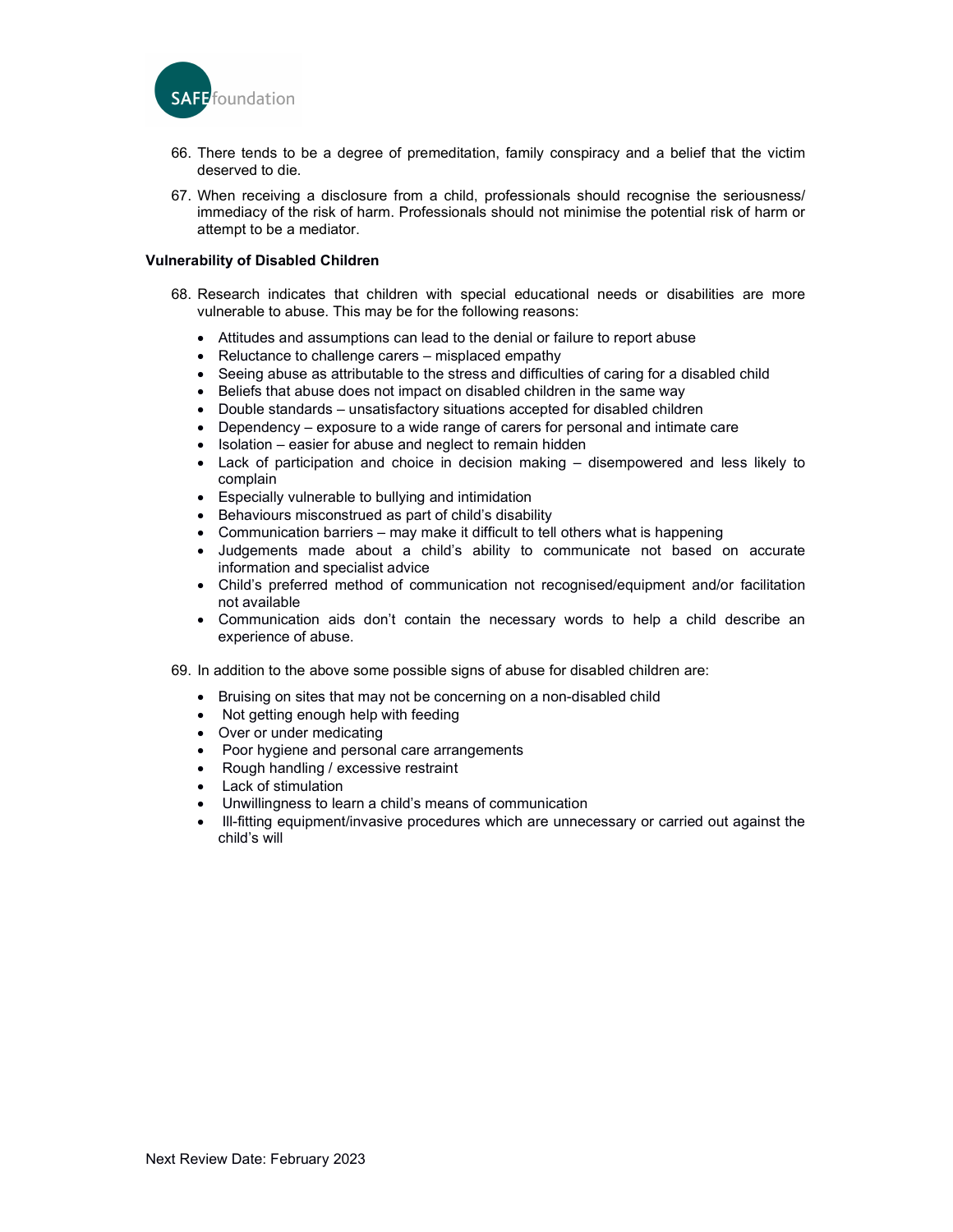66. There tends to be a degree of premeditation, family conspiracy and a belief that the victim deserved to die.

67. When receiving a disclosure from a child, professionals should recognise the seriousness/ immediacy of the risk of harm. Professionals should not minimise the potential risk of harm or attempt to be a mediator.

**Vulnerability of Disabled Children**

68. Research indicates that children with special educational needs or disabilities are more vulnerable to abuse. This may be for the following reasons:

    - Attitudes and assumptions can lead to the denial or failure to report abuse
    - Reluctance to challenge carers – misplaced empathy
    - Seeing abuse as attributable to the stress and difficulties of caring for a disabled child
    - Beliefs that abuse does not impact on disabled children in the same way
    - Double standards – unsatisfactory situations accepted for disabled children
    - Dependency – exposure to a wide range of carers for personal and intimate care
    - Isolation – easier for abuse and neglect to remain hidden
    - Lack of participation and choice in decision making – disempowered and less likely to complain
    - Especially vulnerable to bullying and intimidation
    - Behaviours misconstrued as part of child's disability
    - Communication barriers – may make it difficult to tell others what is happening
    - Judgements made about a child's ability to communicate not based on accurate information and specialist advice
    - Child's preferred method of communication not recognised/equipment and/or facilitation not available
    - Communication aids don't contain the necessary words to help a child describe an experience of abuse.

69. In addition to the above some possible signs of abuse for disabled children are:

    - Bruising on sites that may not be concerning on a non-disabled child
    - Not getting enough help with feeding
    - Over or under medicating
    - Poor hygiene and personal care arrangements
    - Rough handling / excessive restraint
    - Lack of stimulation
    - Unwillingness to learn a child's means of communication
    - Ill-fitting equipment/invasive procedures which are unnecessary or carried out against the child's will